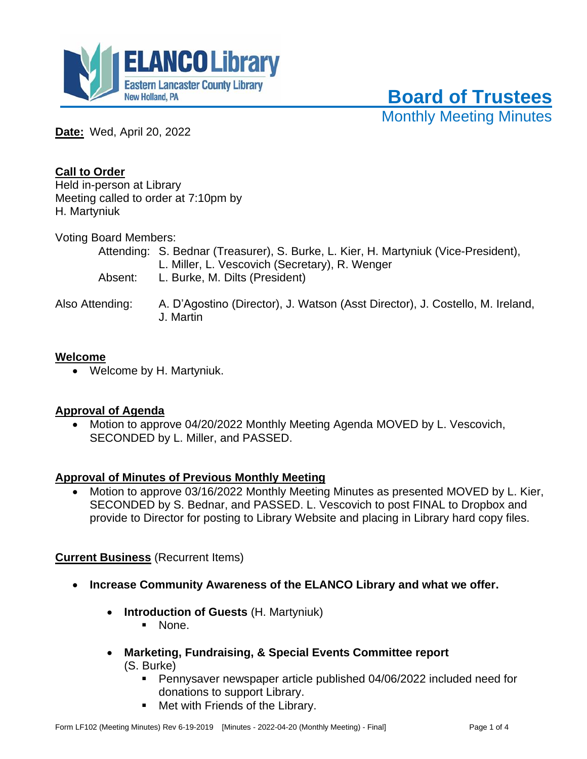ELANCO Library
Eastern Lancaster County Library
New Holland, PA

# Board of Trustees

## Monthly Meeting Minutes

**Date:** Wed, April 20, 2022

**Call to Order**

Held in-person at Library
Meeting called to order at 7:10pm by H. Martyniuk

Voting Board Members:

Attending: S. Bednar (Treasurer), S. Burke, L. Kier, H. Martyniuk (Vice-President), L. Miller, L. Vescovich (Secretary), R. Wenger

Absent: L. Burke, M. Dilts (President)

Also Attending: A. D'Agostino (Director), J. Watson (Asst Director), J. Costello, M. Ireland, J. Martin

**Welcome**

- Welcome by H. Martyniuk.

**Approval of Agenda**

- Motion to approve 04/20/2022 Monthly Meeting Agenda MOVED by L. Vescovich, SECONDED by L. Miller, and PASSED.

**Approval of Minutes of Previous Monthly Meeting**

- Motion to approve 03/16/2022 Monthly Meeting Minutes as presented MOVED by L. Kier, SECONDED by S. Bednar, and PASSED. L. Vescovich to post FINAL to Dropbox and provide to Director for posting to Library Website and placing in Library hard copy files.

**Current Business** (Recurrent Items)

- **Increase Community Awareness of the ELANCO Library and what we offer.**
  - **Introduction of Guests** (H. Martyniuk)
    - None.
  - **Marketing, Fundraising, & Special Events Committee report** (S. Burke)
    - Pennysaver newspaper article published 04/06/2022 included need for donations to support Library.
    - Met with Friends of the Library.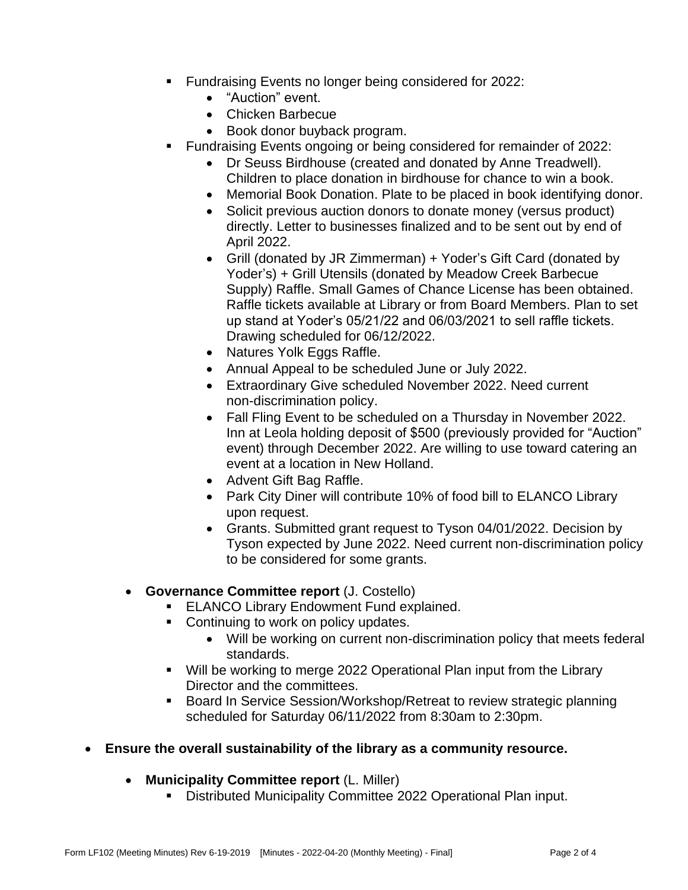- Fundraising Events no longer being considered for 2022:
  - “Auction” event.
  - Chicken Barbecue
  - Book donor buyback program.
- Fundraising Events ongoing or being considered for remainder of 2022:
  - Dr Seuss Birdhouse (created and donated by Anne Treadwell). Children to place donation in birdhouse for chance to win a book.
  - Memorial Book Donation. Plate to be placed in book identifying donor.
  - Solicit previous auction donors to donate money (versus product) directly. Letter to businesses finalized and to be sent out by end of April 2022.
  - Grill (donated by JR Zimmerman) + Yoder’s Gift Card (donated by Yoder’s) + Grill Utensils (donated by Meadow Creek Barbecue Supply) Raffle. Small Games of Chance License has been obtained. Raffle tickets available at Library or from Board Members. Plan to set up stand at Yoder’s 05/21/22 and 06/03/2021 to sell raffle tickets. Drawing scheduled for 06/12/2022.
  - Natures Yolk Eggs Raffle.
  - Annual Appeal to be scheduled June or July 2022.
  - Extraordinary Give scheduled November 2022. Need current non-discrimination policy.
  - Fall Fling Event to be scheduled on a Thursday in November 2022. Inn at Leola holding deposit of $500 (previously provided for “Auction” event) through December 2022. Are willing to use toward catering an event at a location in New Holland.
  - Advent Gift Bag Raffle.
  - Park City Diner will contribute 10% of food bill to ELANCO Library upon request.
  - Grants. Submitted grant request to Tyson 04/01/2022. Decision by Tyson expected by June 2022. Need current non-discrimination policy to be considered for some grants.

- **Governance Committee report** (J. Costello)
  - ELANCO Library Endowment Fund explained.
  - Continuing to work on policy updates.
    - Will be working on current non-discrimination policy that meets federal standards.
  - Will be working to merge 2022 Operational Plan input from the Library Director and the committees.
  - Board In Service Session/Workshop/Retreat to review strategic planning scheduled for Saturday 06/11/2022 from 8:30am to 2:30pm.

- **Ensure the overall sustainability of the library as a community resource.**
  - **Municipality Committee report** (L. Miller)
    - Distributed Municipality Committee 2022 Operational Plan input.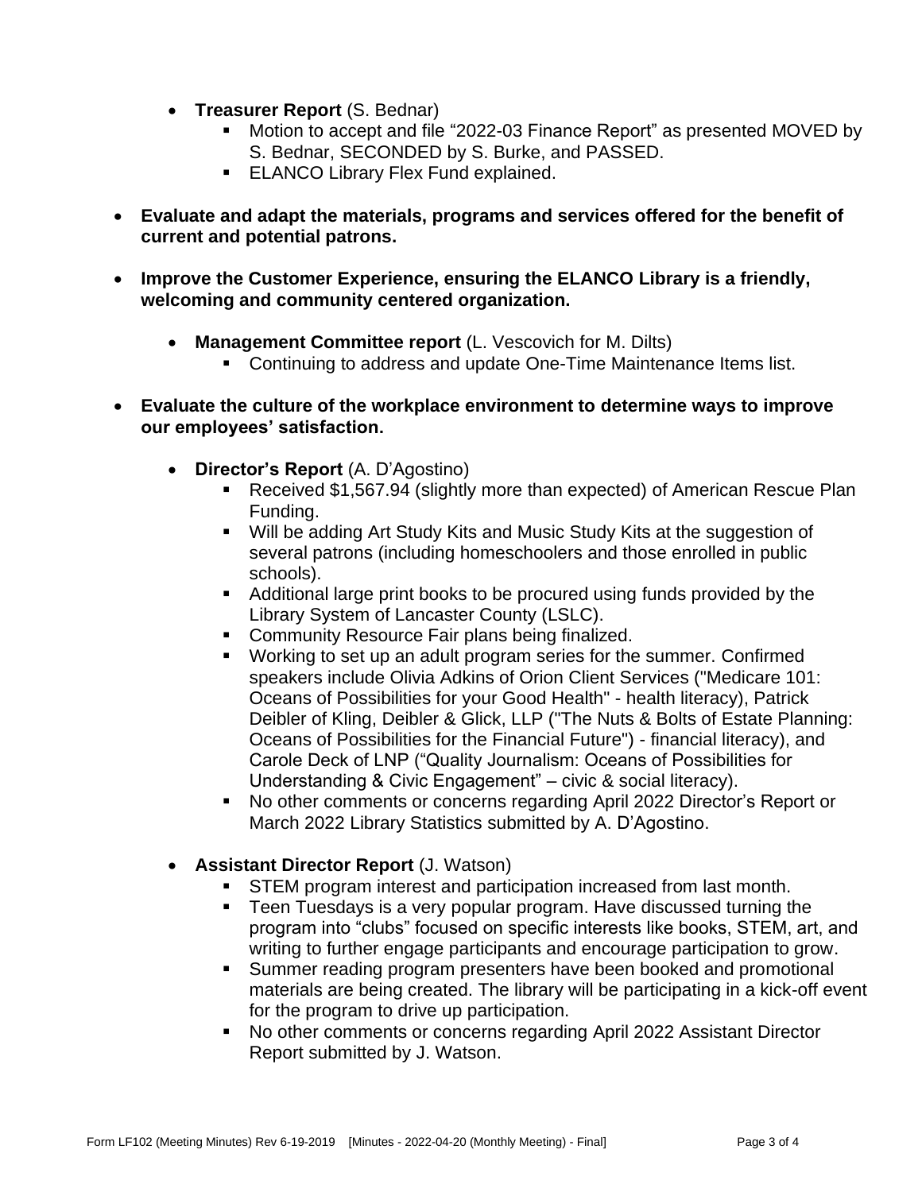- **Treasurer Report** (S. Bednar)
  - Motion to accept and file "2022-03 Finance Report" as presented MOVED by S. Bednar, SECONDED by S. Burke, and PASSED.
  - ELANCO Library Flex Fund explained.

- **Evaluate and adapt the materials, programs and services offered for the benefit of current and potential patrons.**

- **Improve the Customer Experience, ensuring the ELANCO Library is a friendly, welcoming and community centered organization.**

  - **Management Committee report** (L. Vescovich for M. Dilts)
    - Continuing to address and update One-Time Maintenance Items list.

- **Evaluate the culture of the workplace environment to determine ways to improve our employees' satisfaction.**

  - **Director's Report** (A. D'Agostino)
    - Received $1,567.94 (slightly more than expected) of American Rescue Plan Funding.
    - Will be adding Art Study Kits and Music Study Kits at the suggestion of several patrons (including homeschoolers and those enrolled in public schools).
    - Additional large print books to be procured using funds provided by the Library System of Lancaster County (LSLC).
    - Community Resource Fair plans being finalized.
    - Working to set up an adult program series for the summer. Confirmed speakers include Olivia Adkins of Orion Client Services ("Medicare 101: Oceans of Possibilities for your Good Health" - health literacy), Patrick Deibler of Kling, Deibler & Glick, LLP ("The Nuts & Bolts of Estate Planning: Oceans of Possibilities for the Financial Future") - financial literacy), and Carole Deck of LNP ("Quality Journalism: Oceans of Possibilities for Understanding & Civic Engagement" – civic & social literacy).
    - No other comments or concerns regarding April 2022 Director's Report or March 2022 Library Statistics submitted by A. D'Agostino.

  - **Assistant Director Report** (J. Watson)
    - STEM program interest and participation increased from last month.
    - Teen Tuesdays is a very popular program. Have discussed turning the program into "clubs" focused on specific interests like books, STEM, art, and writing to further engage participants and encourage participation to grow.
    - Summer reading program presenters have been booked and promotional materials are being created. The library will be participating in a kick-off event for the program to drive up participation.
    - No other comments or concerns regarding April 2022 Assistant Director Report submitted by J. Watson.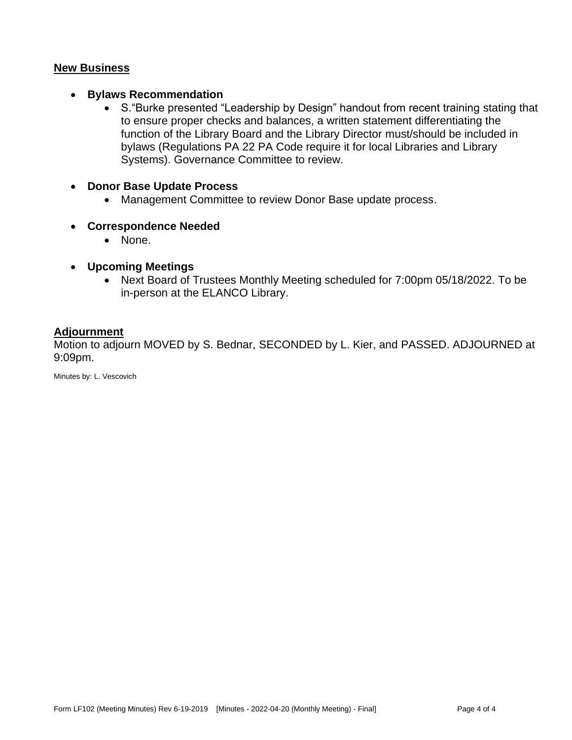## New Business

- **Bylaws Recommendation**
    - S."Burke presented "Leadership by Design" handout from recent training stating that to ensure proper checks and balances, a written statement differentiating the function of the Library Board and the Library Director must/should be included in bylaws (Regulations PA 22 PA Code require it for local Libraries and Library Systems). Governance Committee to review.

- **Donor Base Update Process**
    - Management Committee to review Donor Base update process.

- **Correspondence Needed**
    - None.

- **Upcoming Meetings**
    - Next Board of Trustees Monthly Meeting scheduled for 7:00pm 05/18/2022. To be in-person at the ELANCO Library.

## Adjournment

Motion to adjourn MOVED by S. Bednar, SECONDED by L. Kier, and PASSED. ADJOURNED at 9:09pm.

Minutes by: L. Vescovich